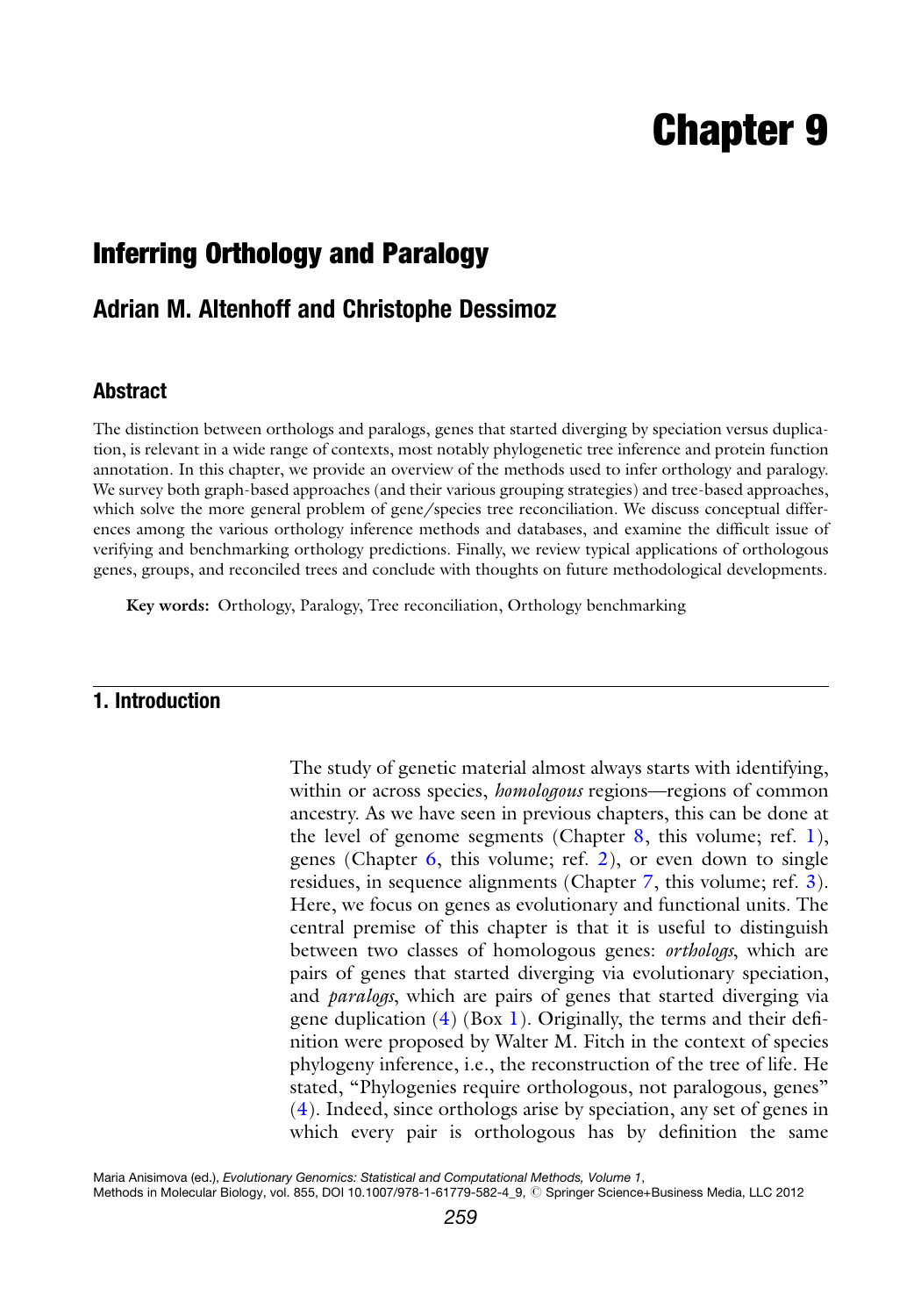# Chapter 9

## Inferring Orthology and Paralogy

### Adrian M. Altenhoff and Christophe Dessimoz

### Abstract

The distinction between orthologs and paralogs, genes that started diverging by speciation versus duplication, is relevant in a wide range of contexts, most notably phylogenetic tree inference and protein function annotation. In this chapter, we provide an overview of the methods used to infer orthology and paralogy. We survey both graph-based approaches (and their various grouping strategies) and tree-based approaches, which solve the more general problem of gene/species tree reconciliation. We discuss conceptual differences among the various orthology inference methods and databases, and examine the difficult issue of verifying and benchmarking orthology predictions. Finally, we review typical applications of orthologous genes, groups, and reconciled trees and conclude with thoughts on future methodological developments.

**Key words:** Orthology, Paralogy, Tree reconciliation, Orthology benchmarking

## 1. Introduction

The study of genetic material almost always starts with identifying, within or across species, *homologous* regions—regions of common ancestry. As we have seen in previous chapters, this can be done at the level of genome segments (Chapter 8, this volume; ref. 1), genes (Chapter 6, this volume; ref. 2), or even down to single residues, in sequence alignments (Chapter 7, this volume; ref. 3). Here, we focus on genes as evolutionary and functional units. The central premise of this chapter is that it is useful to distinguish between two classes of homologous genes: *orthologs*, which are pairs of genes that started diverging via evolutionary speciation, and *paralogs*, which are pairs of genes that started diverging via gene duplication (4) (Box 1). Originally, the terms and their definition were proposed by Walter M. Fitch in the context of species phylogeny inference, i.e., the reconstruction of the tree of life. He stated, "Phylogenies require orthologous, not paralogous, genes" (4). Indeed, since orthologs arise by speciation, any set of genes in which every pair is orthologous has by definition the same

Maria Anisimova (ed.), *Evolutionary Genomics: Statistical and Computational Methods, Volume 1*,
Methods in Molecular Biology, vol. 855, DOI 10.1007/978-1-61779-582-4_9, © Springer Science+Business Media, LLC 2012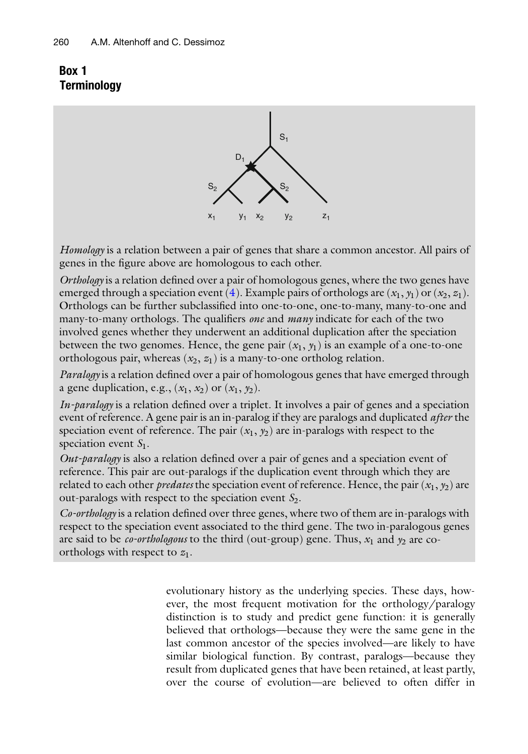## Box 1
## Terminology

*Homology* is a relation between a pair of genes that share a common ancestor. All pairs of genes in the figure above are homologous to each other.

*Orthology* is a relation defined over a pair of homologous genes, where the two genes have emerged through a speciation event (4). Example pairs of orthologs are $(x_1, y_1)$ or $(x_2, z_1)$. Orthologs can be further subclassified into one-to-one, one-to-many, many-to-one and many-to-many orthologs. The qualifiers *one* and *many* indicate for each of the two involved genes whether they underwent an additional duplication after the speciation between the two genomes. Hence, the gene pair $(x_1, y_1)$ is an example of a one-to-one orthologous pair, whereas $(x_2, z_1)$ is a many-to-one ortholog relation.

*Paralogy* is a relation defined over a pair of homologous genes that have emerged through a gene duplication, e.g., $(x_1, x_2)$ or $(x_1, y_2)$.

*In-paralogy* is a relation defined over a triplet. It involves a pair of genes and a speciation event of reference. A gene pair is an in-paralog if they are paralogs and duplicated *after* the speciation event of reference. The pair $(x_1, y_2)$ are in-paralogs with respect to the speciation event $S_1$.

*Out-paralogy* is also a relation defined over a pair of genes and a speciation event of reference. This pair are out-paralogs if the duplication event through which they are related to each other *predates* the speciation event of reference. Hence, the pair $(x_1, y_2)$ are out-paralogs with respect to the speciation event $S_2$.

*Co-orthology* is a relation defined over three genes, where two of them are in-paralogs with respect to the speciation event associated to the third gene. The two in-paralogous genes are said to be *co-orthologous* to the third (out-group) gene. Thus, $x_1$ and $y_2$ are co-orthologs with respect to $z_1$.

evolutionary history as the underlying species. These days, however, the most frequent motivation for the orthology/paralogy distinction is to study and predict gene function: it is generally believed that orthologs—because they were the same gene in the last common ancestor of the species involved—are likely to have similar biological function. By contrast, paralogs—because they result from duplicated genes that have been retained, at least partly, over the course of evolution—are believed to often differ in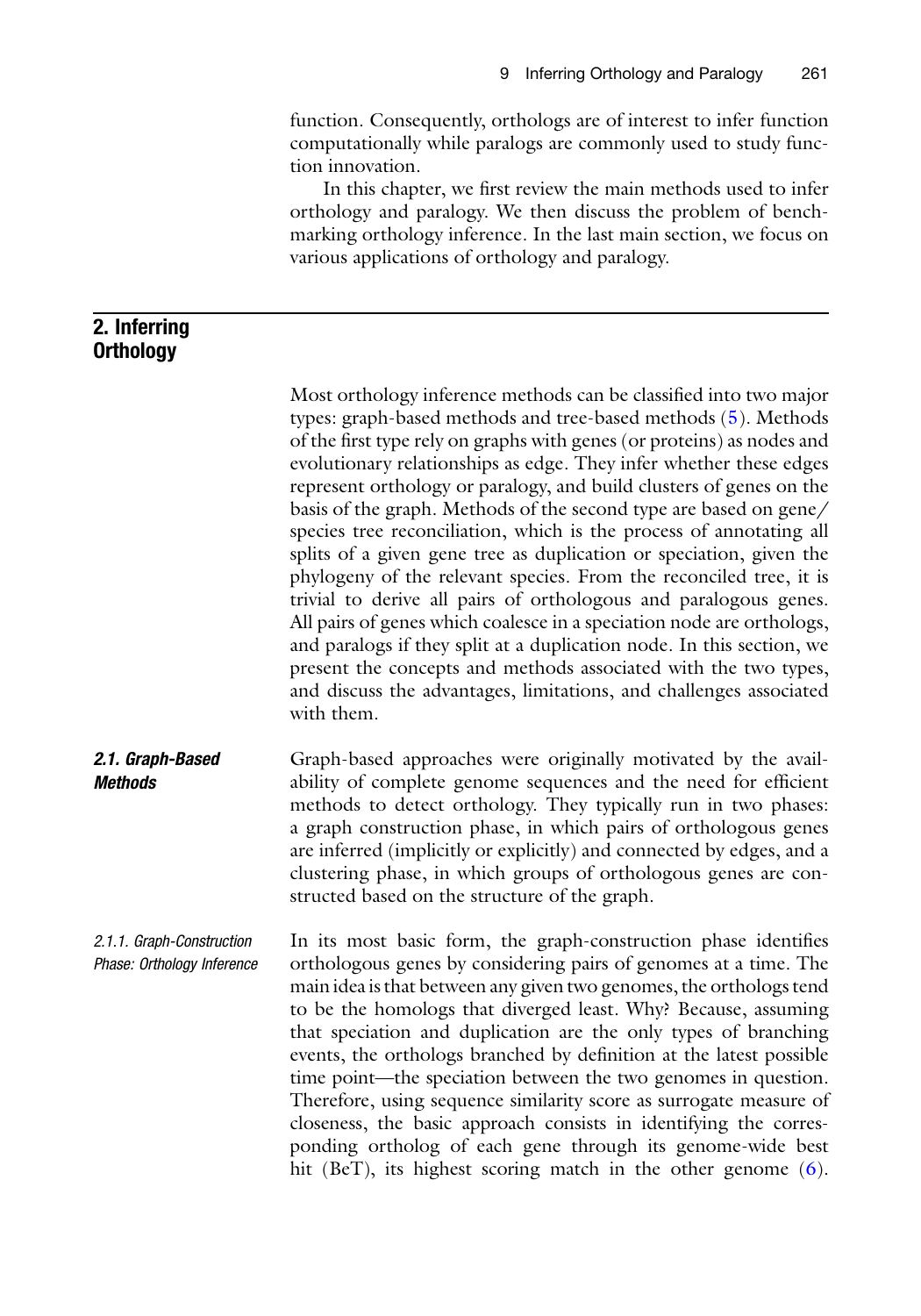function. Consequently, orthologs are of interest to infer function computationally while paralogs are commonly used to study function innovation.

In this chapter, we first review the main methods used to infer orthology and paralogy. We then discuss the problem of benchmarking orthology inference. In the last main section, we focus on various applications of orthology and paralogy.

## 2. Inferring Orthology

Most orthology inference methods can be classified into two major types: graph-based methods and tree-based methods (5). Methods of the first type rely on graphs with genes (or proteins) as nodes and evolutionary relationships as edge. They infer whether these edges represent orthology or paralogy, and build clusters of genes on the basis of the graph. Methods of the second type are based on gene/species tree reconciliation, which is the process of annotating all splits of a given gene tree as duplication or speciation, given the phylogeny of the relevant species. From the reconciled tree, it is trivial to derive all pairs of orthologous and paralogous genes. All pairs of genes which coalesce in a speciation node are orthologs, and paralogs if they split at a duplication node. In this section, we present the concepts and methods associated with the two types, and discuss the advantages, limitations, and challenges associated with them.

### 2.1. Graph-Based Methods

Graph-based approaches were originally motivated by the availability of complete genome sequences and the need for efficient methods to detect orthology. They typically run in two phases: a graph construction phase, in which pairs of orthologous genes are inferred (implicitly or explicitly) and connected by edges, and a clustering phase, in which groups of orthologous genes are constructed based on the structure of the graph.

#### 2.1.1. Graph-Construction Phase: Orthology Inference

In its most basic form, the graph-construction phase identifies orthologous genes by considering pairs of genomes at a time. The main idea is that between any given two genomes, the orthologs tend to be the homologs that diverged least. Why? Because, assuming that speciation and duplication are the only types of branching events, the orthologs branched by definition at the latest possible time point—the speciation between the two genomes in question. Therefore, using sequence similarity score as surrogate measure of closeness, the basic approach consists in identifying the corresponding ortholog of each gene through its genome-wide best hit (BeT), its highest scoring match in the other genome (6).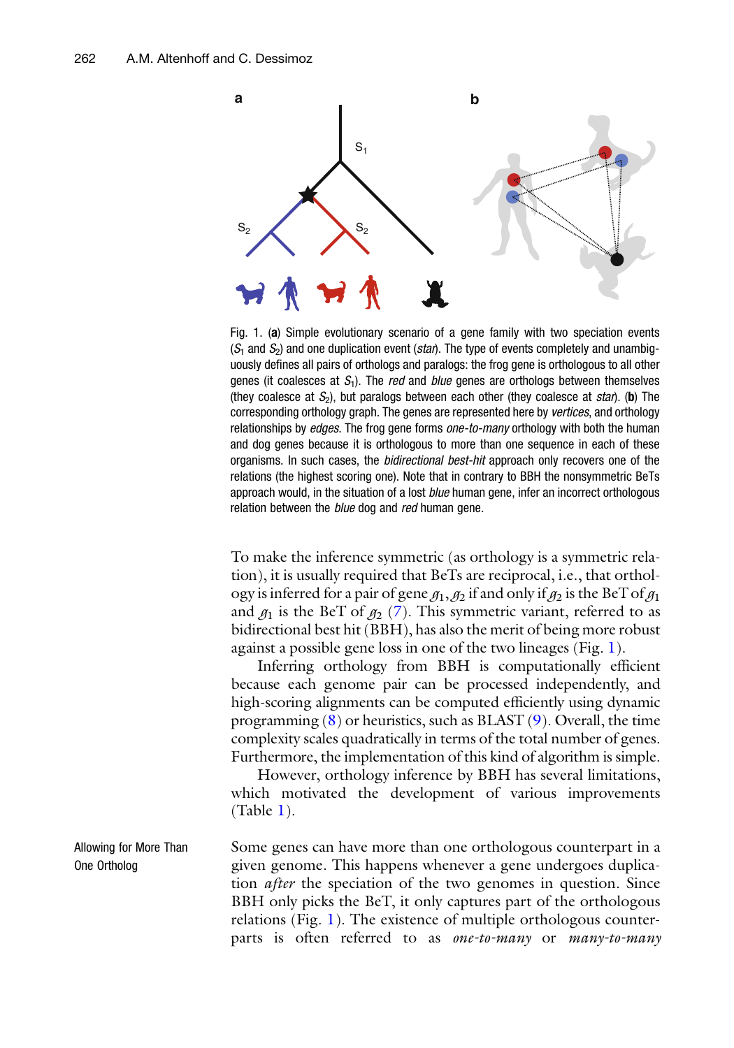Fig. 1. (**a**) Simple evolutionary scenario of a gene family with two speciation events ($S_1$ and $S_2$) and one duplication event (*star*). The type of events completely and unambiguously defines all pairs of orthologs and paralogs: the frog gene is orthologous to all other genes (it coalesces at $S_1$). The *red* and *blue* genes are orthologs between themselves (they coalesce at $S_2$), but paralogs between each other (they coalesce at *star*). (**b**) The corresponding orthology graph. The genes are represented here by *vertices*, and orthology relationships by *edges*. The frog gene forms *one-to-many* orthology with both the human and dog genes because it is orthologous to more than one sequence in each of these organisms. In such cases, the *bidirectional best-hit* approach only recovers one of the relations (the highest scoring one). Note that in contrary to BBH the nonsymmetric BeTs approach would, in the situation of a lost *blue* human gene, infer an incorrect orthologous relation between the *blue* dog and *red* human gene.

To make the inference symmetric (as orthology is a symmetric relation), it is usually required that BeTs are reciprocal, i.e., that orthology is inferred for a pair of gene $g_1, g_2$ if and only if $g_2$ is the BeT of $g_1$ and $g_1$ is the BeT of $g_2$ (7). This symmetric variant, referred to as bidirectional best hit (BBH), has also the merit of being more robust against a possible gene loss in one of the two lineages (Fig. 1).

Inferring orthology from BBH is computationally efficient because each genome pair can be processed independently, and high-scoring alignments can be computed efficiently using dynamic programming (8) or heuristics, such as BLAST (9). Overall, the time complexity scales quadratically in terms of the total number of genes. Furthermore, the implementation of this kind of algorithm is simple.

However, orthology inference by BBH has several limitations, which motivated the development of various improvements (Table 1).

#### Allowing for More Than One Ortholog

Some genes can have more than one orthologous counterpart in a given genome. This happens whenever a gene undergoes duplication *after* the speciation of the two genomes in question. Since BBH only picks the BeT, it only captures part of the orthologous relations (Fig. 1). The existence of multiple orthologous counterparts is often referred to as *one-to-many* or *many-to-many*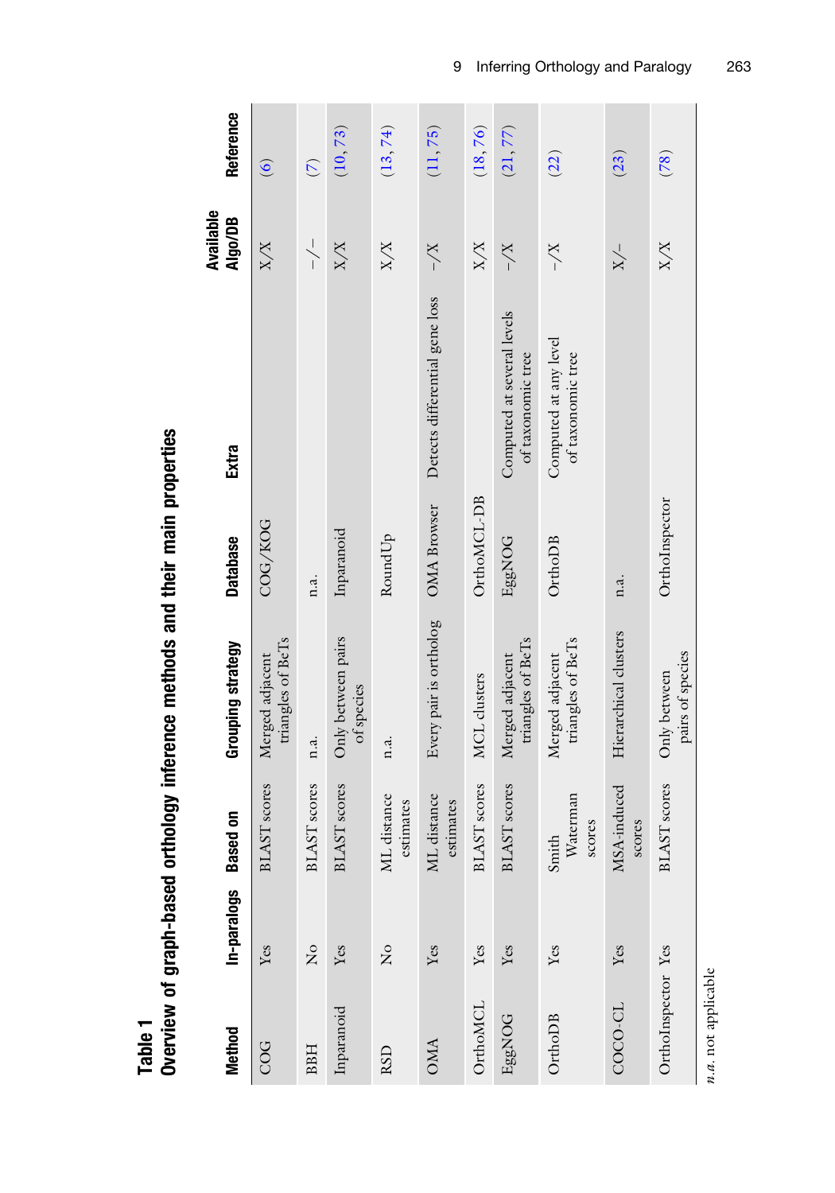**Table 1**
**Overview of graph-based orthology inference methods and their main properties**

| Method | In-paralogs | Based on | Grouping strategy | Database | Extra | Available Algo/DB | Reference |
|---|---|---|---|---|---|---|---|
| COG | Yes | BLAST scores | Merged adjacent triangles of BeTs | COG/KOG | | X/X | (6) |
| BBH | No | BLAST scores | n.a. | n.a. | | –/– | (7) |
| Inparanoid | Yes | BLAST scores | Only between pairs of species | Inparanoid | | X/X | (10, 73) |
| RSD | No | ML distance estimates | n.a. | RoundUp | | X/X | (13, 74) |
| OMA | Yes | ML distance estimates | Every pair is ortholog | OMA Browser | Detects differential gene loss | –/X | (11, 75) |
| OrthoMCL | Yes | BLAST scores | MCL clusters | OrthoMCL-DB | | X/X | (18, 76) |
| EggNOG | Yes | BLAST scores | Merged adjacent triangles of BeTs | EggNOG | Computed at several levels of taxonomic tree | –/X | (21, 77) |
| OrthoDB | Yes | Smith Waterman scores | Merged adjacent triangles of BeTs | OrthoDB | Computed at any level of taxonomic tree | –/X | (22) |
| COCO-CL | Yes | MSA-induced scores | Hierarchical clusters | n.a. | | X/– | (23) |
| OrthoInspector | Yes | BLAST scores | Only between pairs of species | OrthoInspector | | X/X | (78) |

*n.a.* not applicable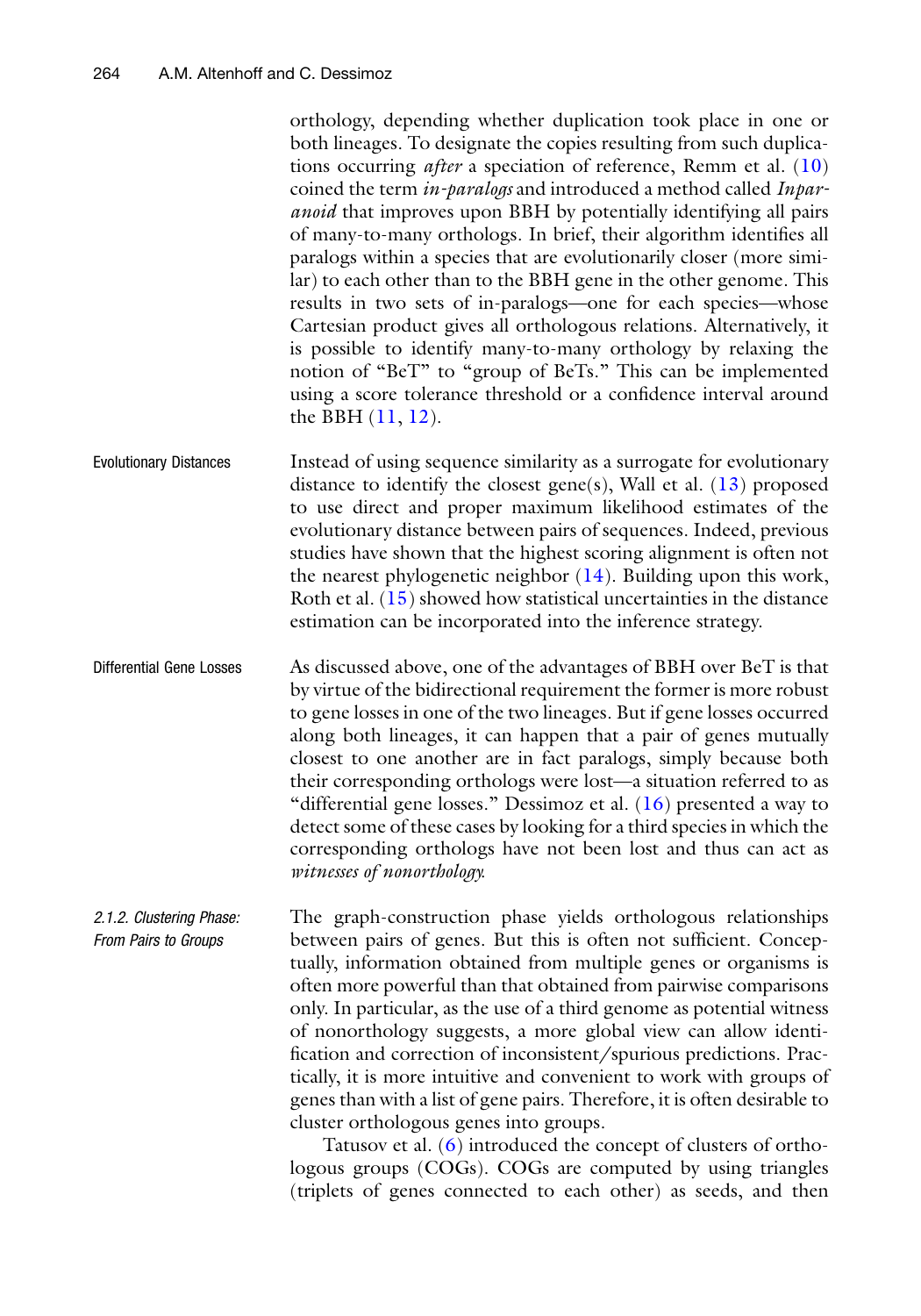orthology, depending whether duplication took place in one or both lineages. To designate the copies resulting from such duplications occurring *after* a speciation of reference, Remm et al. (10) coined the term *in-paralogs* and introduced a method called *Inparanoid* that improves upon BBH by potentially identifying all pairs of many-to-many orthologs. In brief, their algorithm identifies all paralogs within a species that are evolutionarily closer (more similar) to each other than to the BBH gene in the other genome. This results in two sets of in-paralogs—one for each species—whose Cartesian product gives all orthologous relations. Alternatively, it is possible to identify many-to-many orthology by relaxing the notion of "BeT" to "group of BeTs." This can be implemented using a score tolerance threshold or a confidence interval around the BBH (11, 12).

#### Evolutionary Distances

Instead of using sequence similarity as a surrogate for evolutionary distance to identify the closest gene(s), Wall et al. (13) proposed to use direct and proper maximum likelihood estimates of the evolutionary distance between pairs of sequences. Indeed, previous studies have shown that the highest scoring alignment is often not the nearest phylogenetic neighbor (14). Building upon this work, Roth et al. (15) showed how statistical uncertainties in the distance estimation can be incorporated into the inference strategy.

#### Differential Gene Losses

As discussed above, one of the advantages of BBH over BeT is that by virtue of the bidirectional requirement the former is more robust to gene losses in one of the two lineages. But if gene losses occurred along both lineages, it can happen that a pair of genes mutually closest to one another are in fact paralogs, simply because both their corresponding orthologs were lost—a situation referred to as "differential gene losses." Dessimoz et al. (16) presented a way to detect some of these cases by looking for a third species in which the corresponding orthologs have not been lost and thus can act as *witnesses of nonorthology.*

### 2.1.2. Clustering Phase: From Pairs to Groups

The graph-construction phase yields orthologous relationships between pairs of genes. But this is often not sufficient. Conceptually, information obtained from multiple genes or organisms is often more powerful than that obtained from pairwise comparisons only. In particular, as the use of a third genome as potential witness of nonorthology suggests, a more global view can allow identification and correction of inconsistent/spurious predictions. Practically, it is more intuitive and convenient to work with groups of genes than with a list of gene pairs. Therefore, it is often desirable to cluster orthologous genes into groups.

Tatusov et al. (6) introduced the concept of clusters of orthologous groups (COGs). COGs are computed by using triangles (triplets of genes connected to each other) as seeds, and then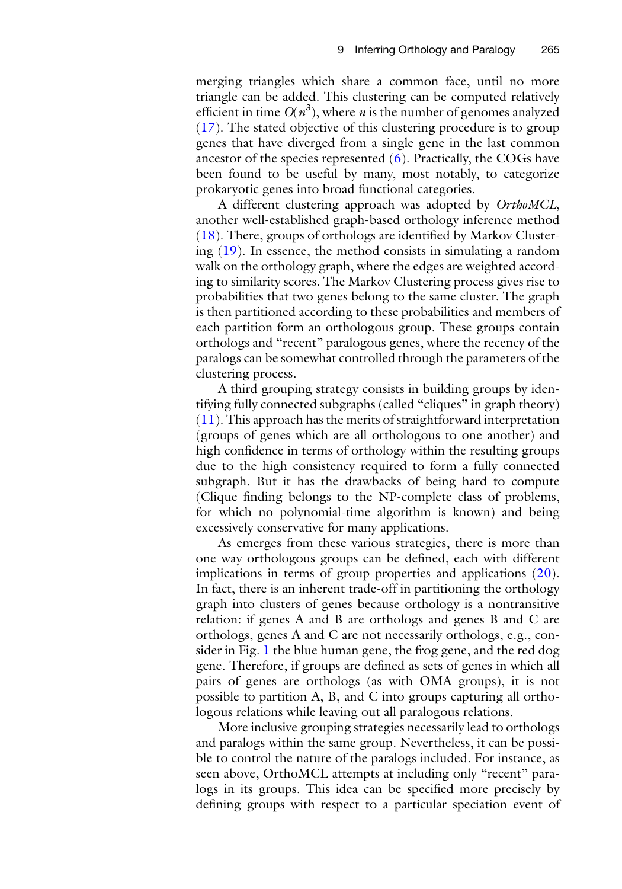merging triangles which share a common face, until no more triangle can be added. This clustering can be computed relatively efficient in time $O(n^3)$, where $n$ is the number of genomes analyzed (17). The stated objective of this clustering procedure is to group genes that have diverged from a single gene in the last common ancestor of the species represented (6). Practically, the COGs have been found to be useful by many, most notably, to categorize prokaryotic genes into broad functional categories.

A different clustering approach was adopted by *OrthoMCL*, another well-established graph-based orthology inference method (18). There, groups of orthologs are identified by Markov Clustering (19). In essence, the method consists in simulating a random walk on the orthology graph, where the edges are weighted according to similarity scores. The Markov Clustering process gives rise to probabilities that two genes belong to the same cluster. The graph is then partitioned according to these probabilities and members of each partition form an orthologous group. These groups contain orthologs and "recent" paralogous genes, where the recency of the paralogs can be somewhat controlled through the parameters of the clustering process.

A third grouping strategy consists in building groups by identifying fully connected subgraphs (called "cliques" in graph theory) (11). This approach has the merits of straightforward interpretation (groups of genes which are all orthologous to one another) and high confidence in terms of orthology within the resulting groups due to the high consistency required to form a fully connected subgraph. But it has the drawbacks of being hard to compute (Clique finding belongs to the NP-complete class of problems, for which no polynomial-time algorithm is known) and being excessively conservative for many applications.

As emerges from these various strategies, there is more than one way orthologous groups can be defined, each with different implications in terms of group properties and applications (20). In fact, there is an inherent trade-off in partitioning the orthology graph into clusters of genes because orthology is a nontransitive relation: if genes A and B are orthologs and genes B and C are orthologs, genes A and C are not necessarily orthologs, e.g., consider in Fig. 1 the blue human gene, the frog gene, and the red dog gene. Therefore, if groups are defined as sets of genes in which all pairs of genes are orthologs (as with OMA groups), it is not possible to partition A, B, and C into groups capturing all orthologous relations while leaving out all paralogous relations.

More inclusive grouping strategies necessarily lead to orthologs and paralogs within the same group. Nevertheless, it can be possible to control the nature of the paralogs included. For instance, as seen above, OrthoMCL attempts at including only "recent" paralogs in its groups. This idea can be specified more precisely by defining groups with respect to a particular speciation event of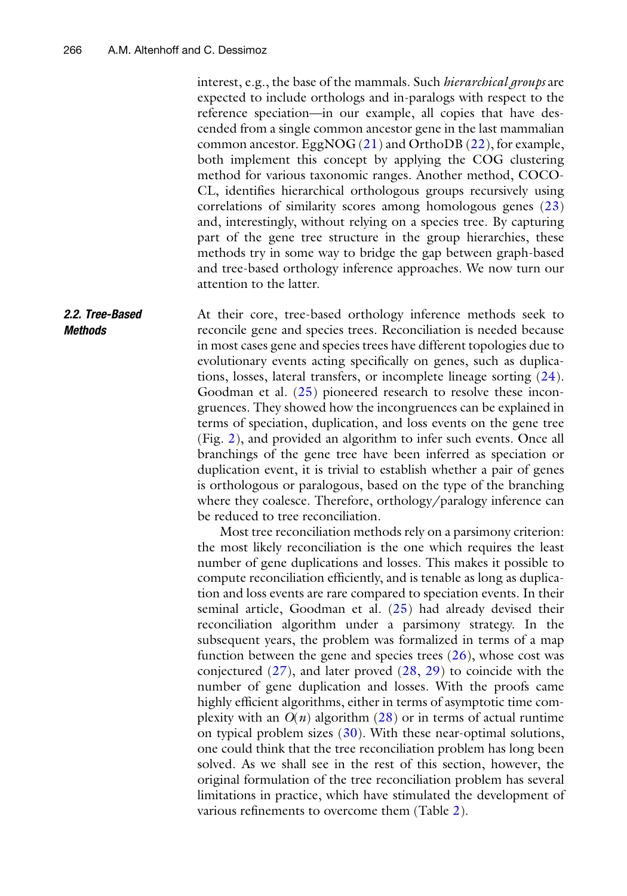interest, e.g., the base of the mammals. Such *hierarchical groups* are expected to include orthologs and in-paralogs with respect to the reference speciation—in our example, all copies that have descended from a single common ancestor gene in the last mammalian common ancestor. EggNOG (21) and OrthoDB (22), for example, both implement this concept by applying the COG clustering method for various taxonomic ranges. Another method, COCO-CL, identifies hierarchical orthologous groups recursively using correlations of similarity scores among homologous genes (23) and, interestingly, without relying on a species tree. By capturing part of the gene tree structure in the group hierarchies, these methods try in some way to bridge the gap between graph-based and tree-based orthology inference approaches. We now turn our attention to the latter.

### 2.2. Tree-Based Methods

At their core, tree-based orthology inference methods seek to reconcile gene and species trees. Reconciliation is needed because in most cases gene and species trees have different topologies due to evolutionary events acting specifically on genes, such as duplications, losses, lateral transfers, or incomplete lineage sorting (24). Goodman et al. (25) pioneered research to resolve these incongruences. They showed how the incongruences can be explained in terms of speciation, duplication, and loss events on the gene tree (Fig. 2), and provided an algorithm to infer such events. Once all branchings of the gene tree have been inferred as speciation or duplication event, it is trivial to establish whether a pair of genes is orthologous or paralogous, based on the type of the branching where they coalesce. Therefore, orthology/paralogy inference can be reduced to tree reconciliation.

Most tree reconciliation methods rely on a parsimony criterion: the most likely reconciliation is the one which requires the least number of gene duplications and losses. This makes it possible to compute reconciliation efficiently, and is tenable as long as duplication and loss events are rare compared to speciation events. In their seminal article, Goodman et al. (25) had already devised their reconciliation algorithm under a parsimony strategy. In the subsequent years, the problem was formalized in terms of a map function between the gene and species trees (26), whose cost was conjectured (27), and later proved (28, 29) to coincide with the number of gene duplication and losses. With the proofs came highly efficient algorithms, either in terms of asymptotic time complexity with an $O(n)$ algorithm (28) or in terms of actual runtime on typical problem sizes (30). With these near-optimal solutions, one could think that the tree reconciliation problem has long been solved. As we shall see in the rest of this section, however, the original formulation of the tree reconciliation problem has several limitations in practice, which have stimulated the development of various refinements to overcome them (Table 2).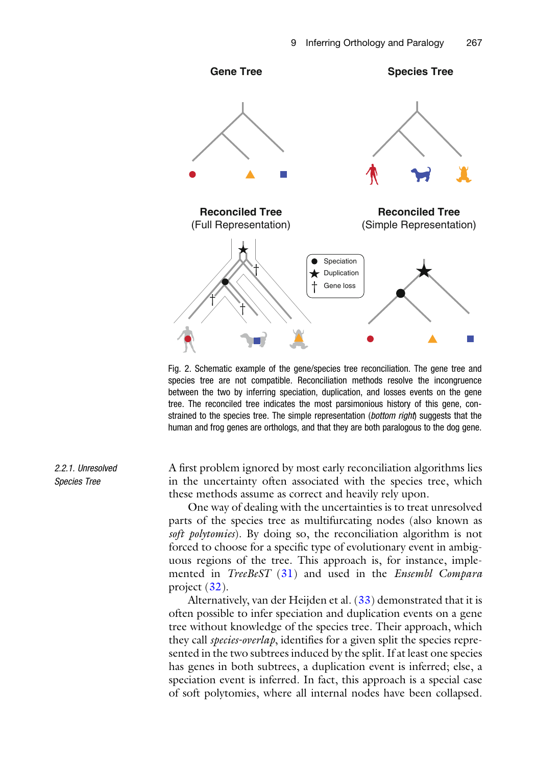Fig. 2. Schematic example of the gene/species tree reconciliation. The gene tree and species tree are not compatible. Reconciliation methods resolve the incongruence between the two by inferring speciation, duplication, and losses events on the gene tree. The reconciled tree indicates the most parsimonious history of this gene, constrained to the species tree. The simple representation (*bottom right*) suggests that the human and frog genes are orthologs, and that they are both paralogous to the dog gene.

#### 2.2.1. Unresolved Species Tree

A first problem ignored by most early reconciliation algorithms lies in the uncertainty often associated with the species tree, which these methods assume as correct and heavily rely upon.

One way of dealing with the uncertainties is to treat unresolved parts of the species tree as multifurcating nodes (also known as *soft polytomies*). By doing so, the reconciliation algorithm is not forced to choose for a specific type of evolutionary event in ambiguous regions of the tree. This approach is, for instance, implemented in *TreeBeST* (31) and used in the *Ensembl Compara* project (32).

Alternatively, van der Heijden et al. (33) demonstrated that it is often possible to infer speciation and duplication events on a gene tree without knowledge of the species tree. Their approach, which they call *species-overlap*, identifies for a given split the species represented in the two subtrees induced by the split. If at least one species has genes in both subtrees, a duplication event is inferred; else, a speciation event is inferred. In fact, this approach is a special case of soft polytomies, where all internal nodes have been collapsed.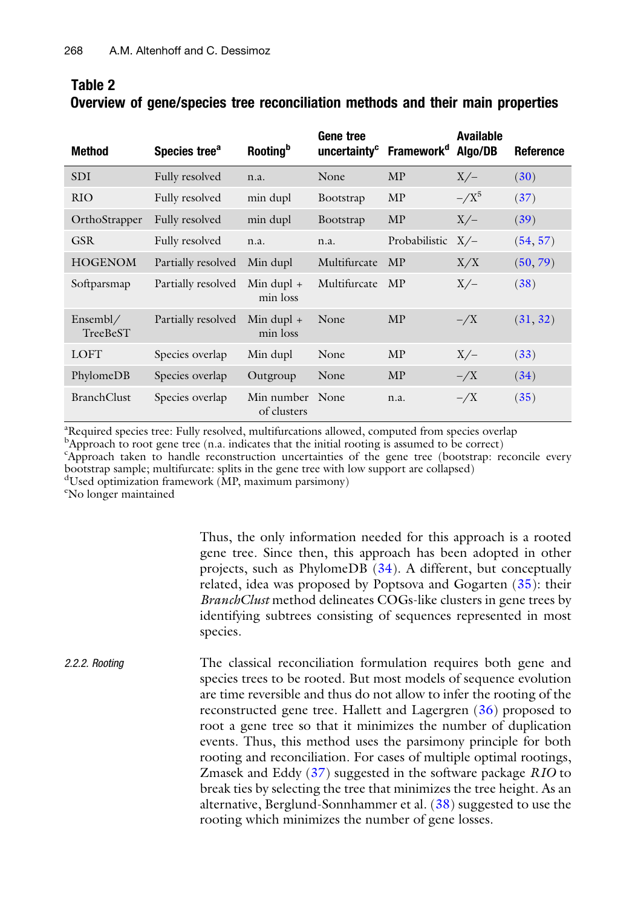**Table 2**
**Overview of gene/species tree reconciliation methods and their main properties**

| Method | Species tree[a] | Rooting[b] | Gene tree uncertainty[c] | Framework[d] | Available Algo/DB | Reference |
|---|---|---|---|---|---|---|
| SDI | Fully resolved | n.a. | None | MP | X/– | (30) |
| RIO | Fully resolved | min dupl | Bootstrap | MP | –/X[5] | (37) |
| OrthoStrapper | Fully resolved | min dupl | Bootstrap | MP | X/– | (39) |
| GSR | Fully resolved | n.a. | n.a. | Probabilistic | X/– | (54, 57) |
| HOGENOM | Partially resolved | Min dupl | Multifurcate | MP | X/X | (50, 79) |
| Softparsmap | Partially resolved | Min dupl + min loss | Multifurcate | MP | X/– | (38) |
| Ensembl/ TreeBeST | Partially resolved | Min dupl + min loss | None | MP | –/X | (31, 32) |
| LOFT | Species overlap | Min dupl | None | MP | X/– | (33) |
| PhylomeDB | Species overlap | Outgroup | None | MP | –/X | (34) |
| BranchClust | Species overlap | Min number of clusters | None | n.a. | –/X | (35) |

[a]Required species tree: Fully resolved, multifurcations allowed, computed from species overlap
[b]Approach to root gene tree (n.a. indicates that the initial rooting is assumed to be correct)
[c]Approach taken to handle reconstruction uncertainties of the gene tree (bootstrap: reconcile every bootstrap sample; multifurcate: splits in the gene tree with low support are collapsed)
[d]Used optimization framework (MP, maximum parsimony)
[e]No longer maintained

Thus, the only information needed for this approach is a rooted gene tree. Since then, this approach has been adopted in other projects, such as PhylomeDB (34). A different, but conceptually related, idea was proposed by Poptsova and Gogarten (35): their *BranchClust* method delineates COGs-like clusters in gene trees by identifying subtrees consisting of sequences represented in most species.

#### 2.2.2. Rooting

The classical reconciliation formulation requires both gene and species trees to be rooted. But most models of sequence evolution are time reversible and thus do not allow to infer the rooting of the reconstructed gene tree. Hallett and Lagergren (36) proposed to root a gene tree so that it minimizes the number of duplication events. Thus, this method uses the parsimony principle for both rooting and reconciliation. For cases of multiple optimal rootings, Zmasek and Eddy (37) suggested in the software package *RIO* to break ties by selecting the tree that minimizes the tree height. As an alternative, Berglund-Sonnhammer et al. (38) suggested to use the rooting which minimizes the number of gene losses.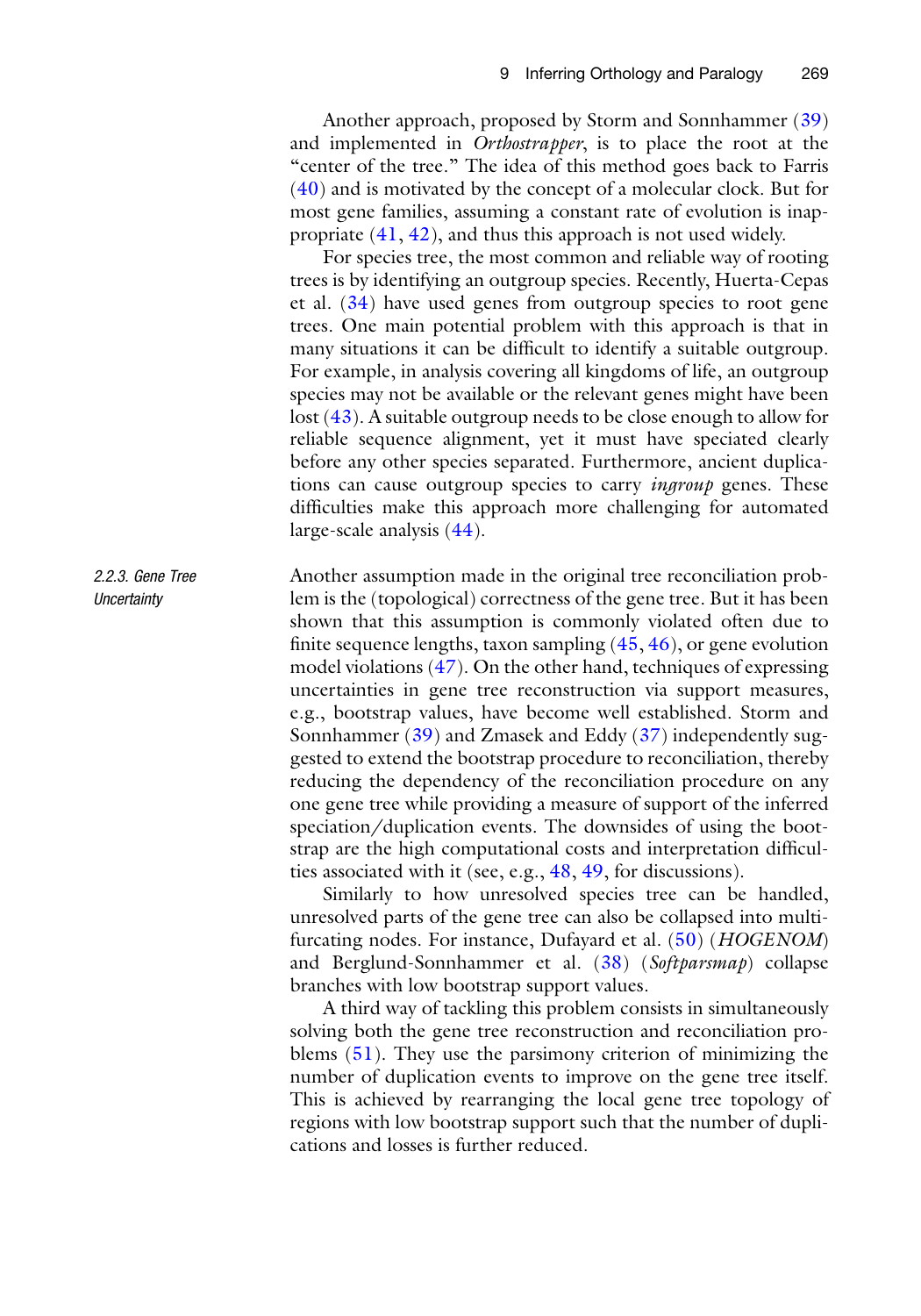Another approach, proposed by Storm and Sonnhammer (39) and implemented in *Orthostrapper*, is to place the root at the "center of the tree." The idea of this method goes back to Farris (40) and is motivated by the concept of a molecular clock. But for most gene families, assuming a constant rate of evolution is inappropriate (41, 42), and thus this approach is not used widely.

For species tree, the most common and reliable way of rooting trees is by identifying an outgroup species. Recently, Huerta-Cepas et al. (34) have used genes from outgroup species to root gene trees. One main potential problem with this approach is that in many situations it can be difficult to identify a suitable outgroup. For example, in analysis covering all kingdoms of life, an outgroup species may not be available or the relevant genes might have been lost (43). A suitable outgroup needs to be close enough to allow for reliable sequence alignment, yet it must have speciated clearly before any other species separated. Furthermore, ancient duplications can cause outgroup species to carry *ingroup* genes. These difficulties make this approach more challenging for automated large-scale analysis (44).

#### 2.2.3. Gene Tree Uncertainty

Another assumption made in the original tree reconciliation problem is the (topological) correctness of the gene tree. But it has been shown that this assumption is commonly violated often due to finite sequence lengths, taxon sampling (45, 46), or gene evolution model violations (47). On the other hand, techniques of expressing uncertainties in gene tree reconstruction via support measures, e.g., bootstrap values, have become well established. Storm and Sonnhammer (39) and Zmasek and Eddy (37) independently suggested to extend the bootstrap procedure to reconciliation, thereby reducing the dependency of the reconciliation procedure on any one gene tree while providing a measure of support of the inferred speciation/duplication events. The downsides of using the bootstrap are the high computational costs and interpretation difficulties associated with it (see, e.g., 48, 49, for discussions).

Similarly to how unresolved species tree can be handled, unresolved parts of the gene tree can also be collapsed into multifurcating nodes. For instance, Dufayard et al. (50) (*HOGENOM*) and Berglund-Sonnhammer et al. (38) (*Softparsmap*) collapse branches with low bootstrap support values.

A third way of tackling this problem consists in simultaneously solving both the gene tree reconstruction and reconciliation problems (51). They use the parsimony criterion of minimizing the number of duplication events to improve on the gene tree itself. This is achieved by rearranging the local gene tree topology of regions with low bootstrap support such that the number of duplications and losses is further reduced.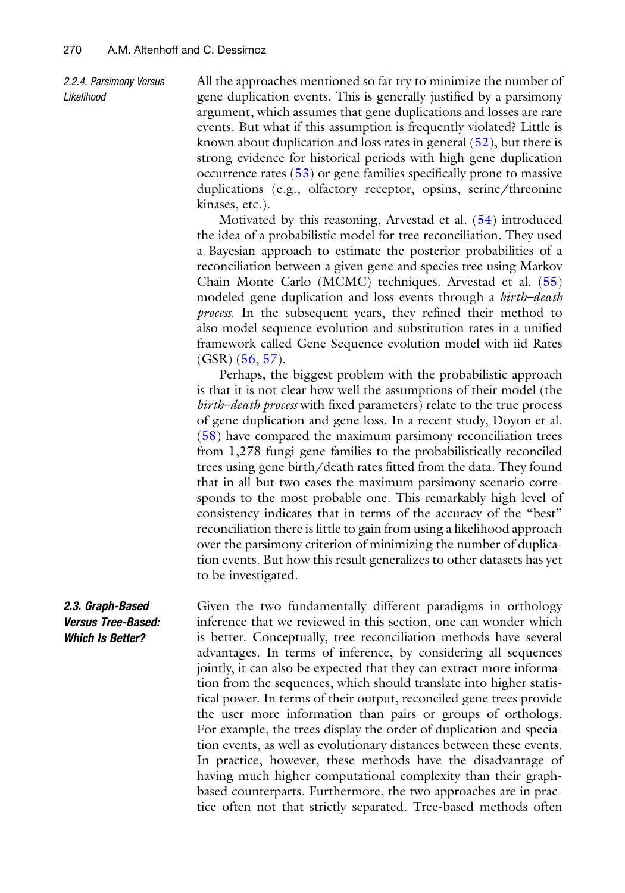#### 2.2.4. Parsimony Versus Likelihood

All the approaches mentioned so far try to minimize the number of gene duplication events. This is generally justified by a parsimony argument, which assumes that gene duplications and losses are rare events. But what if this assumption is frequently violated? Little is known about duplication and loss rates in general (52), but there is strong evidence for historical periods with high gene duplication occurrence rates (53) or gene families specifically prone to massive duplications (e.g., olfactory receptor, opsins, serine/threonine kinases, etc.).

Motivated by this reasoning, Arvestad et al. (54) introduced the idea of a probabilistic model for tree reconciliation. They used a Bayesian approach to estimate the posterior probabilities of a reconciliation between a given gene and species tree using Markov Chain Monte Carlo (MCMC) techniques. Arvestad et al. (55) modeled gene duplication and loss events through a *birth–death process*. In the subsequent years, they refined their method to also model sequence evolution and substitution rates in a unified framework called Gene Sequence evolution model with iid Rates (GSR) (56, 57).

Perhaps, the biggest problem with the probabilistic approach is that it is not clear how well the assumptions of their model (the *birth–death process* with fixed parameters) relate to the true process of gene duplication and gene loss. In a recent study, Doyon et al. (58) have compared the maximum parsimony reconciliation trees from 1,278 fungi gene families to the probabilistically reconciled trees using gene birth/death rates fitted from the data. They found that in all but two cases the maximum parsimony scenario corresponds to the most probable one. This remarkably high level of consistency indicates that in terms of the accuracy of the "best" reconciliation there is little to gain from using a likelihood approach over the parsimony criterion of minimizing the number of duplication events. But how this result generalizes to other datasets has yet to be investigated.

### 2.3. Graph-Based Versus Tree-Based: Which Is Better?

Given the two fundamentally different paradigms in orthology inference that we reviewed in this section, one can wonder which is better. Conceptually, tree reconciliation methods have several advantages. In terms of inference, by considering all sequences jointly, it can also be expected that they can extract more information from the sequences, which should translate into higher statistical power. In terms of their output, reconciled gene trees provide the user more information than pairs or groups of orthologs. For example, the trees display the order of duplication and speciation events, as well as evolutionary distances between these events. In practice, however, these methods have the disadvantage of having much higher computational complexity than their graph-based counterparts. Furthermore, the two approaches are in practice often not that strictly separated. Tree-based methods often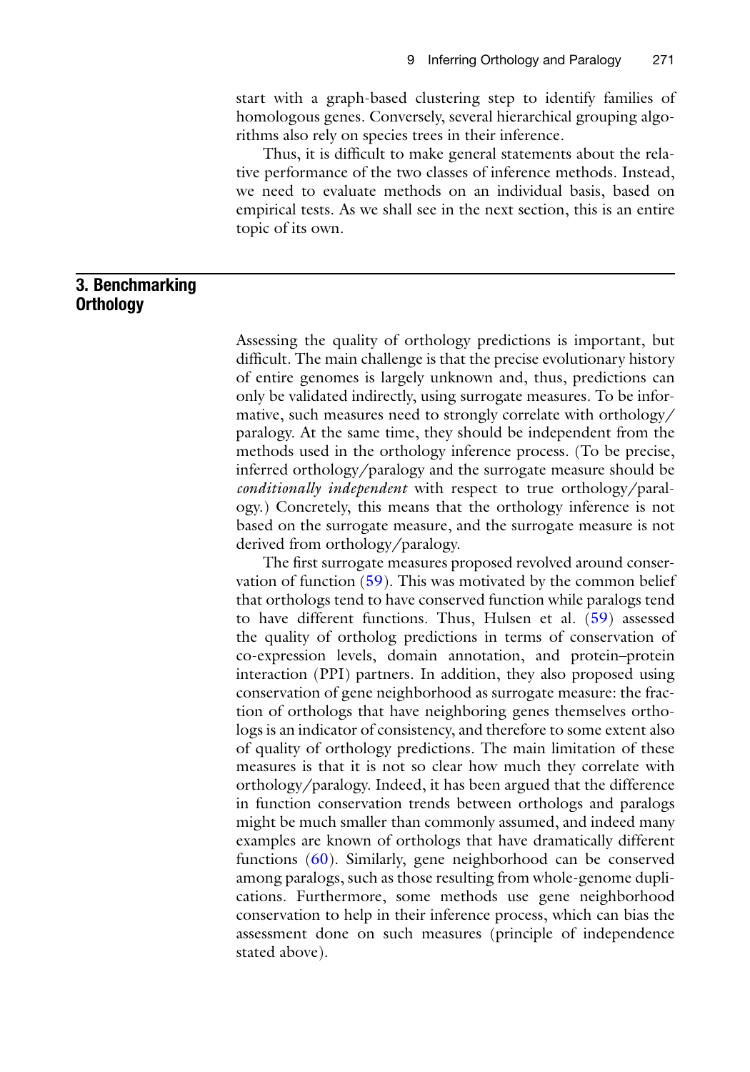start with a graph-based clustering step to identify families of homologous genes. Conversely, several hierarchical grouping algorithms also rely on species trees in their inference.

Thus, it is difficult to make general statements about the relative performance of the two classes of inference methods. Instead, we need to evaluate methods on an individual basis, based on empirical tests. As we shall see in the next section, this is an entire topic of its own.

## 3. Benchmarking Orthology

Assessing the quality of orthology predictions is important, but difficult. The main challenge is that the precise evolutionary history of entire genomes is largely unknown and, thus, predictions can only be validated indirectly, using surrogate measures. To be informative, such measures need to strongly correlate with orthology/paralogy. At the same time, they should be independent from the methods used in the orthology inference process. (To be precise, inferred orthology/paralogy and the surrogate measure should be *conditionally independent* with respect to true orthology/paralogy.) Concretely, this means that the orthology inference is not based on the surrogate measure, and the surrogate measure is not derived from orthology/paralogy.

The first surrogate measures proposed revolved around conservation of function (59). This was motivated by the common belief that orthologs tend to have conserved function while paralogs tend to have different functions. Thus, Hulsen et al. (59) assessed the quality of ortholog predictions in terms of conservation of co-expression levels, domain annotation, and protein–protein interaction (PPI) partners. In addition, they also proposed using conservation of gene neighborhood as surrogate measure: the fraction of orthologs that have neighboring genes themselves orthologs is an indicator of consistency, and therefore to some extent also of quality of orthology predictions. The main limitation of these measures is that it is not so clear how much they correlate with orthology/paralogy. Indeed, it has been argued that the difference in function conservation trends between orthologs and paralogs might be much smaller than commonly assumed, and indeed many examples are known of orthologs that have dramatically different functions (60). Similarly, gene neighborhood can be conserved among paralogs, such as those resulting from whole-genome duplications. Furthermore, some methods use gene neighborhood conservation to help in their inference process, which can bias the assessment done on such measures (principle of independence stated above).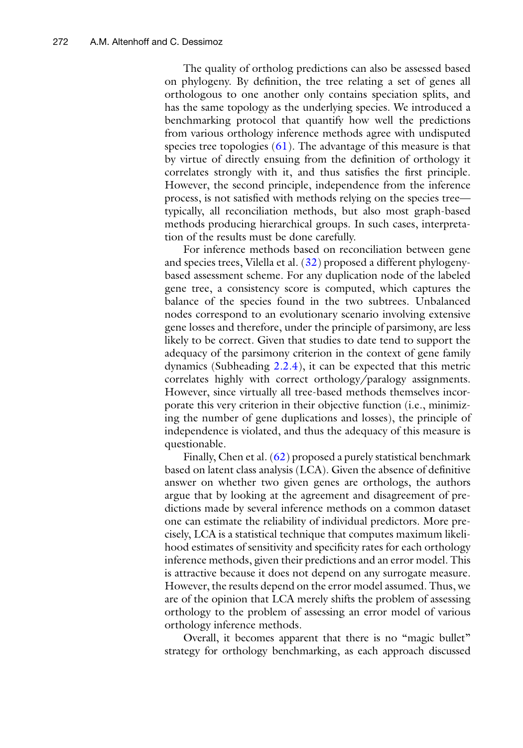The quality of ortholog predictions can also be assessed based on phylogeny. By definition, the tree relating a set of genes all orthologous to one another only contains speciation splits, and has the same topology as the underlying species. We introduced a benchmarking protocol that quantify how well the predictions from various orthology inference methods agree with undisputed species tree topologies (61). The advantage of this measure is that by virtue of directly ensuing from the definition of orthology it correlates strongly with it, and thus satisfies the first principle. However, the second principle, independence from the inference process, is not satisfied with methods relying on the species tree—typically, all reconciliation methods, but also most graph-based methods producing hierarchical groups. In such cases, interpretation of the results must be done carefully.

For inference methods based on reconciliation between gene and species trees, Vilella et al. (32) proposed a different phylogeny-based assessment scheme. For any duplication node of the labeled gene tree, a consistency score is computed, which captures the balance of the species found in the two subtrees. Unbalanced nodes correspond to an evolutionary scenario involving extensive gene losses and therefore, under the principle of parsimony, are less likely to be correct. Given that studies to date tend to support the adequacy of the parsimony criterion in the context of gene family dynamics (Subheading 2.2.4), it can be expected that this metric correlates highly with correct orthology/paralogy assignments. However, since virtually all tree-based methods themselves incorporate this very criterion in their objective function (i.e., minimizing the number of gene duplications and losses), the principle of independence is violated, and thus the adequacy of this measure is questionable.

Finally, Chen et al. (62) proposed a purely statistical benchmark based on latent class analysis (LCA). Given the absence of definitive answer on whether two given genes are orthologs, the authors argue that by looking at the agreement and disagreement of predictions made by several inference methods on a common dataset one can estimate the reliability of individual predictors. More precisely, LCA is a statistical technique that computes maximum likelihood estimates of sensitivity and specificity rates for each orthology inference methods, given their predictions and an error model. This is attractive because it does not depend on any surrogate measure. However, the results depend on the error model assumed. Thus, we are of the opinion that LCA merely shifts the problem of assessing orthology to the problem of assessing an error model of various orthology inference methods.

Overall, it becomes apparent that there is no "magic bullet" strategy for orthology benchmarking, as each approach discussed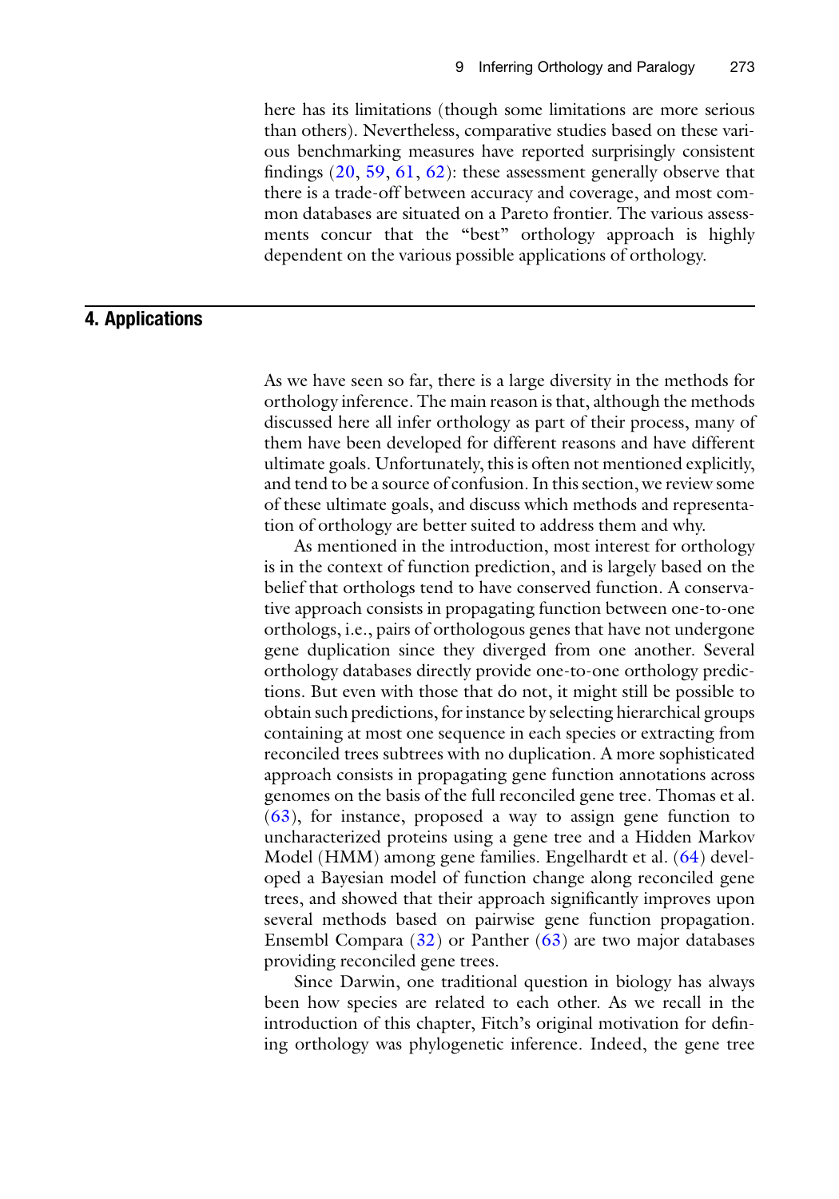here has its limitations (though some limitations are more serious than others). Nevertheless, comparative studies based on these various benchmarking measures have reported surprisingly consistent findings (20, 59, 61, 62): these assessment generally observe that there is a trade-off between accuracy and coverage, and most common databases are situated on a Pareto frontier. The various assessments concur that the "best" orthology approach is highly dependent on the various possible applications of orthology.

## 4. Applications

As we have seen so far, there is a large diversity in the methods for orthology inference. The main reason is that, although the methods discussed here all infer orthology as part of their process, many of them have been developed for different reasons and have different ultimate goals. Unfortunately, this is often not mentioned explicitly, and tend to be a source of confusion. In this section, we review some of these ultimate goals, and discuss which methods and representation of orthology are better suited to address them and why.

As mentioned in the introduction, most interest for orthology is in the context of function prediction, and is largely based on the belief that orthologs tend to have conserved function. A conservative approach consists in propagating function between one-to-one orthologs, i.e., pairs of orthologous genes that have not undergone gene duplication since they diverged from one another. Several orthology databases directly provide one-to-one orthology predictions. But even with those that do not, it might still be possible to obtain such predictions, for instance by selecting hierarchical groups containing at most one sequence in each species or extracting from reconciled trees subtrees with no duplication. A more sophisticated approach consists in propagating gene function annotations across genomes on the basis of the full reconciled gene tree. Thomas et al. (63), for instance, proposed a way to assign gene function to uncharacterized proteins using a gene tree and a Hidden Markov Model (HMM) among gene families. Engelhardt et al. (64) developed a Bayesian model of function change along reconciled gene trees, and showed that their approach significantly improves upon several methods based on pairwise gene function propagation. Ensembl Compara (32) or Panther (63) are two major databases providing reconciled gene trees.

Since Darwin, one traditional question in biology has always been how species are related to each other. As we recall in the introduction of this chapter, Fitch's original motivation for defining orthology was phylogenetic inference. Indeed, the gene tree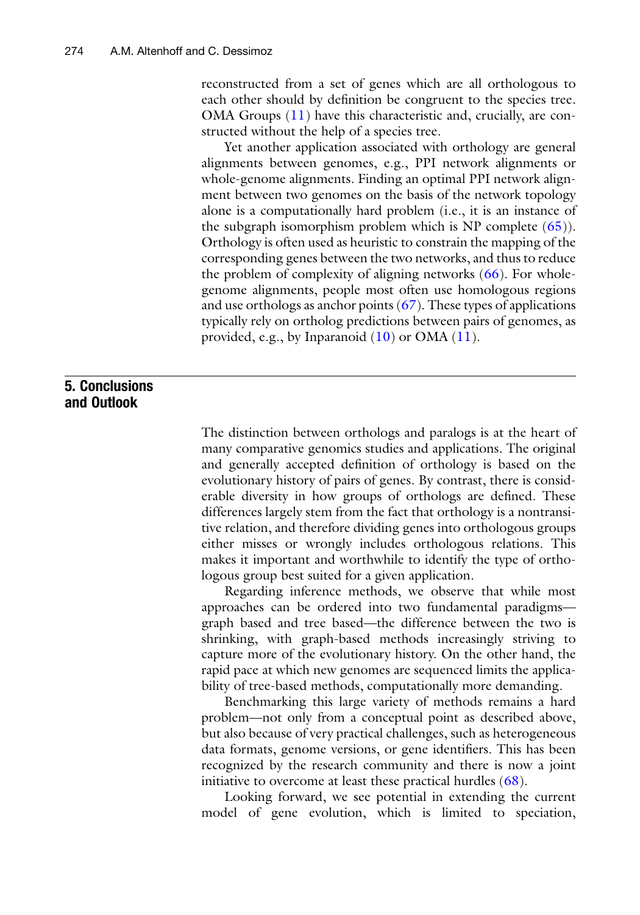reconstructed from a set of genes which are all orthologous to each other should by definition be congruent to the species tree. OMA Groups (11) have this characteristic and, crucially, are constructed without the help of a species tree.

Yet another application associated with orthology are general alignments between genomes, e.g., PPI network alignments or whole-genome alignments. Finding an optimal PPI network alignment between two genomes on the basis of the network topology alone is a computationally hard problem (i.e., it is an instance of the subgraph isomorphism problem which is NP complete (65)). Orthology is often used as heuristic to constrain the mapping of the corresponding genes between the two networks, and thus to reduce the problem of complexity of aligning networks (66). For whole-genome alignments, people most often use homologous regions and use orthologs as anchor points (67). These types of applications typically rely on ortholog predictions between pairs of genomes, as provided, e.g., by Inparanoid (10) or OMA (11).

## 5. Conclusions and Outlook

The distinction between orthologs and paralogs is at the heart of many comparative genomics studies and applications. The original and generally accepted definition of orthology is based on the evolutionary history of pairs of genes. By contrast, there is considerable diversity in how groups of orthologs are defined. These differences largely stem from the fact that orthology is a nontransitive relation, and therefore dividing genes into orthologous groups either misses or wrongly includes orthologous relations. This makes it important and worthwhile to identify the type of orthologous group best suited for a given application.

Regarding inference methods, we observe that while most approaches can be ordered into two fundamental paradigms—graph based and tree based—the difference between the two is shrinking, with graph-based methods increasingly striving to capture more of the evolutionary history. On the other hand, the rapid pace at which new genomes are sequenced limits the applicability of tree-based methods, computationally more demanding.

Benchmarking this large variety of methods remains a hard problem—not only from a conceptual point as described above, but also because of very practical challenges, such as heterogeneous data formats, genome versions, or gene identifiers. This has been recognized by the research community and there is now a joint initiative to overcome at least these practical hurdles (68).

Looking forward, we see potential in extending the current model of gene evolution, which is limited to speciation,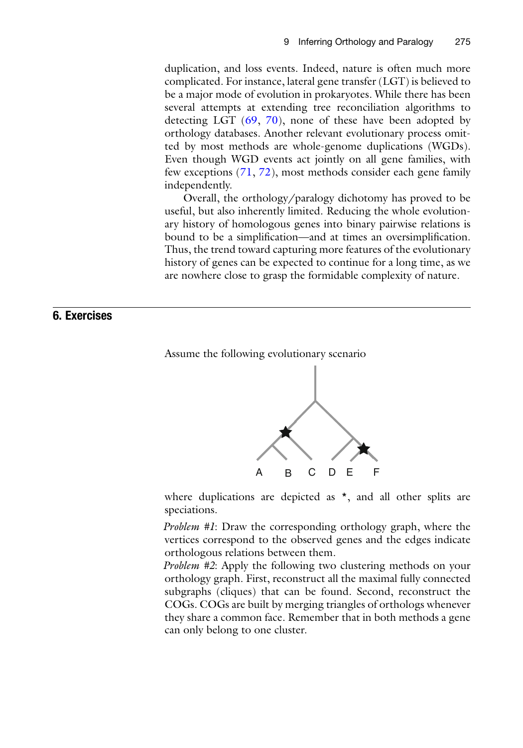duplication, and loss events. Indeed, nature is often much more complicated. For instance, lateral gene transfer (LGT) is believed to be a major mode of evolution in prokaryotes. While there has been several attempts at extending tree reconciliation algorithms to detecting LGT (69, 70), none of these have been adopted by orthology databases. Another relevant evolutionary process omitted by most methods are whole-genome duplications (WGDs). Even though WGD events act jointly on all gene families, with few exceptions (71, 72), most methods consider each gene family independently.

Overall, the orthology/paralogy dichotomy has proved to be useful, but also inherently limited. Reducing the whole evolutionary history of homologous genes into binary pairwise relations is bound to be a simplification—and at times an oversimplification. Thus, the trend toward capturing more features of the evolutionary history of genes can be expected to continue for a long time, as we are nowhere close to grasp the formidable complexity of nature.

## 6. Exercises

Assume the following evolutionary scenario

where duplications are depicted as *, and all other splits are speciations.

*Problem #1*: Draw the corresponding orthology graph, where the vertices correspond to the observed genes and the edges indicate orthologous relations between them.

*Problem #2*: Apply the following two clustering methods on your orthology graph. First, reconstruct all the maximal fully connected subgraphs (cliques) that can be found. Second, reconstruct the COGs. COGs are built by merging triangles of orthologs whenever they share a common face. Remember that in both methods a gene can only belong to one cluster.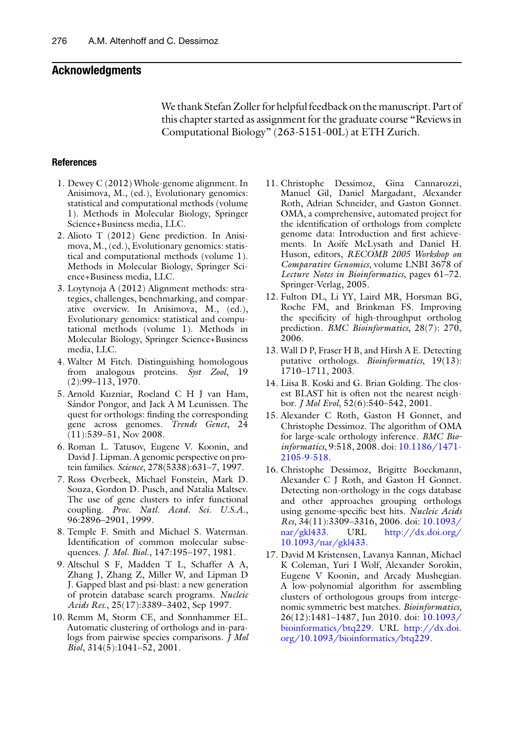## Acknowledgments

We thank Stefan Zoller for helpful feedback on the manuscript. Part of this chapter started as assignment for the graduate course "Reviews in Computational Biology" (263-5151-00L) at ETH Zurich.

## References

1. Dewey C (2012) Whole-genome alignment. In Anisimova, M., (ed.), Evolutionary genomics: statistical and computational methods (volume 1). Methods in Molecular Biology, Springer Science+Business media, LLC.
2. Alioto T (2012) Gene prediction. In Anisimova, M., (ed.), Evolutionary genomics: statistical and computational methods (volume 1). Methods in Molecular Biology, Springer Science+Business media, LLC.
3. Loytynoja A (2012) Alignment methods: strategies, challenges, benchmarking, and comparative overview. In Anisimova, M., (ed.), Evolutionary genomics: statistical and computational methods (volume 1). Methods in Molecular Biology, Springer Science+Business media, LLC.
4. Walter M Fitch. Distinguishing homologous from analogous proteins. *Syst Zool*, 19 (2):99–113, 1970.
5. Arnold Kuzniar, Roeland C H J van Ham, Sándor Pongor, and Jack A M Leunissen. The quest for orthologs: finding the corresponding gene across genomes. *Trends Genet*, 24 (11):539–51, Nov 2008.
6. Roman L. Tatusov, Eugene V. Koonin, and David J. Lipman. A genomic perspective on protein families. *Science*, 278(5338):631–7, 1997.
7. Ross Overbeek, Michael Fonstein, Mark D. Souza, Gordon D. Pusch, and Natalia Maltsev. The use of gene clusters to infer functional coupling. *Proc. Natl. Acad. Sci. U.S.A.*, 96:2896–2901, 1999.
8. Temple F. Smith and Michael S. Waterman. Identification of common molecular subsequences. *J. Mol. Biol.*, 147:195–197, 1981.
9. Altschul S F, Madden T L, Schaffer A A, Zhang J, Zhang Z, Miller W, and Lipman D J. Gapped blast and psi-blast: a new generation of protein database search programs. *Nucleic Acids Res.*, 25(17):3389–3402, Sep 1997.
10. Remm M, Storm CE, and Sonnhammer EL. Automatic clustering of orthologs and in-paralogs from pairwise species comparisons. *J Mol Biol*, 314(5):1041–52, 2001.
11. Christophe Dessimoz, Gina Cannarozzi, Manuel Gil, Daniel Margadant, Alexander Roth, Adrian Schneider, and Gaston Gonnet. OMA, a comprehensive, automated project for the identification of orthologs from complete genome data: Introduction and first achievements. In Aoife McLysath and Daniel H. Huson, editors, *RECOMB 2005 Workshop on Comparative Genomics*, volume LNBI 3678 of *Lecture Notes in Bioinformatics*, pages 61–72. Springer-Verlag, 2005.
12. Fulton DL, Li YY, Laird MR, Horsman BG, Roche FM, and Brinkman FS. Improving the specificity of high-throughput ortholog prediction. *BMC Bioinformatics*, 28(7): 270, 2006.
13. Wall D P, Fraser H B, and Hirsh A E. Detecting putative orthologs. *Bioinformatics*, 19(13): 1710–1711, 2003.
14. Liisa B. Koski and G. Brian Golding. The closest BLAST hit is often not the nearest neighbor. *J Mol Evol*, 52(6):540–542, 2001.
15. Alexander C Roth, Gaston H Gonnet, and Christophe Dessimoz. The algorithm of OMA for large-scale orthology inference. *BMC Bioinformatics*, 9:518, 2008. doi: 10.1186/1471-2105-9-518.
16. Christophe Dessimoz, Brigitte Boeckmann, Alexander C J Roth, and Gaston H Gonnet. Detecting non-orthology in the cogs database and other approaches grouping orthologs using genome-specific best hits. *Nucleic Acids Res*, 34(11):3309–3316, 2006. doi: 10.1093/nar/gkl433. URL http://dx.doi.org/10.1093/nar/gkl433.
17. David M Kristensen, Lavanya Kannan, Michael K Coleman, Yuri I Wolf, Alexander Sorokin, Eugene V Koonin, and Arcady Mushegian. A low-polynomial algorithm for assembling clusters of orthologous groups from intergenomic symmetric best matches. *Bioinformatics*, 26(12):1481–1487, Jun 2010. doi: 10.1093/bioinformatics/btq229. URL http://dx.doi.org/10.1093/bioinformatics/btq229.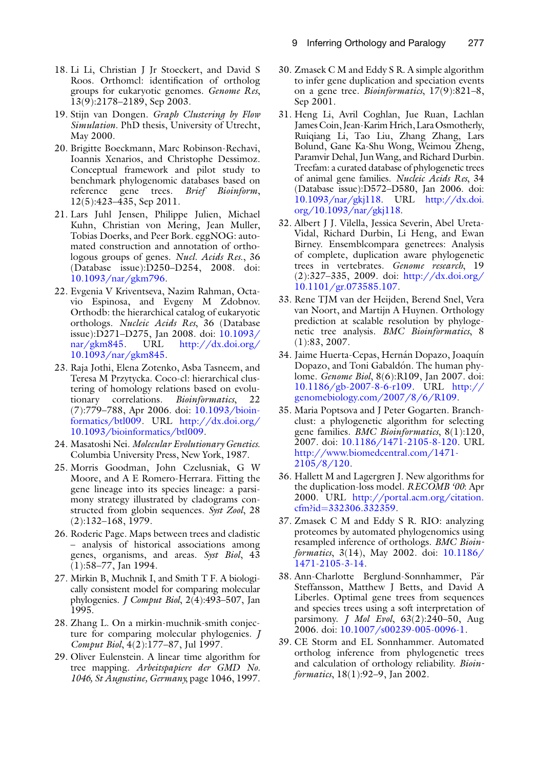18. Li Li, Christian J Jr Stoeckert, and David S Roos. Orthomcl: identification of ortholog groups for eukaryotic genomes. *Genome Res*, 13(9):2178–2189, Sep 2003.
19. Stijn van Dongen. *Graph Clustering by Flow Simulation*. PhD thesis, University of Utrecht, May 2000.
20. Brigitte Boeckmann, Marc Robinson-Rechavi, Ioannis Xenarios, and Christophe Dessimoz. Conceptual framework and pilot study to benchmark phylogenomic databases based on reference gene trees. *Brief Bioinform*, 12(5):423–435, Sep 2011.
21. Lars Juhl Jensen, Philippe Julien, Michael Kuhn, Christian von Mering, Jean Muller, Tobias Doerks, and Peer Bork. eggNOG: automated construction and annotation of orthologous groups of genes. *Nucl. Acids Res.*, 36 (Database issue):D250–D254, 2008. doi: 10.1093/nar/gkm796.
22. Evgenia V Kriventseva, Nazim Rahman, Octavio Espinosa, and Evgeny M Zdobnov. Orthodb: the hierarchical catalog of eukaryotic orthologs. *Nucleic Acids Res*, 36 (Database issue):D271–D275, Jan 2008. doi: 10.1093/nar/gkm845. URL http://dx.doi.org/10.1093/nar/gkm845.
23. Raja Jothi, Elena Zotenko, Asba Tasneem, and Teresa M Przytycka. Coco-cl: hierarchical clustering of homology relations based on evolutionary correlations. *Bioinformatics*, 22 (7):779–788, Apr 2006. doi: 10.1093/bioinformatics/btl009. URL http://dx.doi.org/10.1093/bioinformatics/btl009.
24. Masatoshi Nei. *Molecular Evolutionary Genetics.* Columbia University Press, New York, 1987.
25. Morris Goodman, John Czelusniak, G W Moore, and A E Romero-Herrara. Fitting the gene lineage into its species lineage: a parsimony strategy illustrated by cladograms constructed from globin sequences. *Syst Zool*, 28 (2):132–168, 1979.
26. Roderic Page. Maps between trees and cladistic – analysis of historical associations among genes, organisms, and areas. *Syst Biol*, 43 (1):58–77, Jan 1994.
27. Mirkin B, Muchnik I, and Smith T F. A biologically consistent model for comparing molecular phylogenies. *J Comput Biol*, 2(4):493–507, Jan 1995.
28. Zhang L. On a mirkin-muchnik-smith conjecture for comparing molecular phylogenies. *J Comput Biol*, 4(2):177–87, Jul 1997.
29. Oliver Eulenstein. A linear time algorithm for tree mapping. *Arbeitspapiere der GMD No. 1046, St Augustine, Germany,* page 1046, 1997.
30. Zmasek C M and Eddy S R. A simple algorithm to infer gene duplication and speciation events on a gene tree. *Bioinformatics*, 17(9):821–8, Sep 2001.
31. Heng Li, Avril Coghlan, Jue Ruan, Lachlan James Coin, Jean-Karim Hrich, Lara Osmotherly, Ruiqiang Li, Tao Liu, Zhang Zhang, Lars Bolund, Gane Ka-Shu Wong, Weimou Zheng, Paramvir Dehal, Jun Wang, and Richard Durbin. Treefam: a curated database of phylogenetic trees of animal gene families. *Nucleic Acids Res*, 34 (Database issue):D572–D580, Jan 2006. doi: 10.1093/nar/gkj118. URL http://dx.doi.org/10.1093/nar/gkj118.
32. Albert J J. Vilella, Jessica Severin, Abel Ureta-Vidal, Richard Durbin, Li Heng, and Ewan Birney. Ensemblcompara genetrees: Analysis of complete, duplication aware phylogenetic trees in vertebrates. *Genome research*, 19 (2):327–335, 2009. doi: http://dx.doi.org/10.1101/gr.073585.107.
33. Rene TJM van der Heijden, Berend Snel, Vera van Noort, and Martijn A Huynen. Orthology prediction at scalable resolution by phylogenetic tree analysis. *BMC Bioinformatics*, 8 (1):83, 2007.
34. Jaime Huerta-Cepas, Hernán Dopazo, Joaquín Dopazo, and Toni Gabaldón. The human phylome. *Genome Biol*, 8(6):R109, Jan 2007. doi: 10.1186/gb-2007-8-6-r109. URL http://genomebiology.com/2007/8/6/R109.
35. Maria Poptsova and J Peter Gogarten. Branchclust: a phylogenetic algorithm for selecting gene families. *BMC Bioinformatics*, 8(1):120, 2007. doi: 10.1186/1471-2105-8-120. URL http://www.biomedcentral.com/1471-2105/8/120.
36. Hallett M and Lagergren J. New algorithms for the duplication-loss model. *RECOMB '00*: Apr 2000. URL http://portal.acm.org/citation.cfm?id=332306.332359.
37. Zmasek C M and Eddy S R. RIO: analyzing proteomes by automated phylogenomics using resampled inference of orthologs. *BMC Bioinformatics*, 3(14), May 2002. doi: 10.1186/1471-2105-3-14.
38. Ann-Charlotte Berglund-Sonnhammer, Pär Steffansson, Matthew J Betts, and David A Liberles. Optimal gene trees from sequences and species trees using a soft interpretation of parsimony. *J Mol Evol*, 63(2):240–50, Aug 2006. doi: 10.1007/s00239-005-0096-1.
39. CE Storm and EL Sonnhammer. Automated ortholog inference from phylogenetic trees and calculation of orthology reliability. *Bioinformatics*, 18(1):92–9, Jan 2002.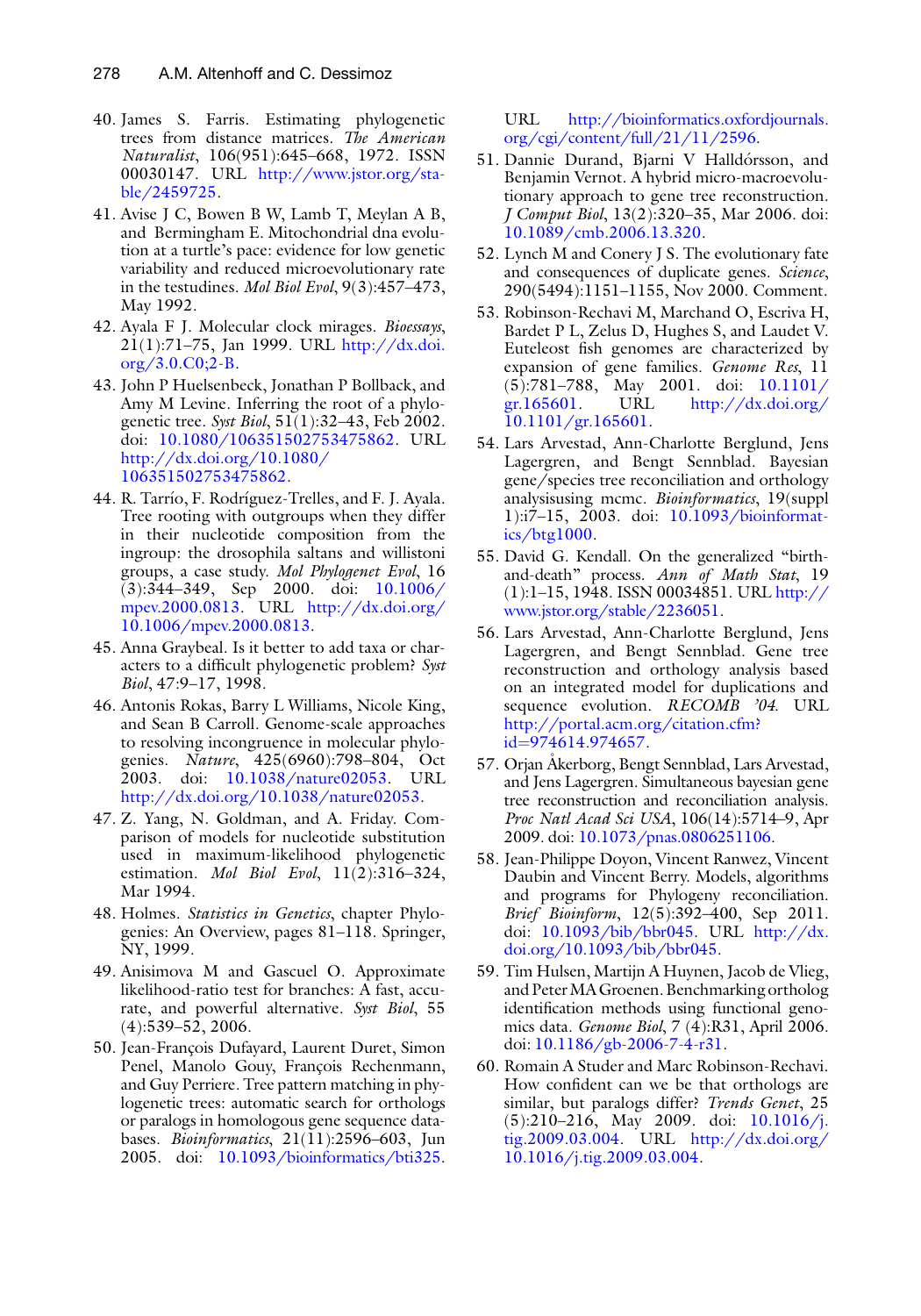40. James S. Farris. Estimating phylogenetic trees from distance matrices. *The American Naturalist*, 106(951):645–668, 1972. ISSN 00030147. URL http://www.jstor.org/stable/2459725.
41. Avise J C, Bowen B W, Lamb T, Meylan A B, and Bermingham E. Mitochondrial dna evolution at a turtle's pace: evidence for low genetic variability and reduced microevolutionary rate in the testudines. *Mol Biol Evol*, 9(3):457–473, May 1992.
42. Ayala F J. Molecular clock mirages. *Bioessays*, 21(1):71–75, Jan 1999. URL http://dx.doi.org/3.0.C0;2-B.
43. John P Huelsenbeck, Jonathan P Bollback, and Amy M Levine. Inferring the root of a phylogenetic tree. *Syst Biol*, 51(1):32–43, Feb 2002. doi: 10.1080/106351502753475862. URL http://dx.doi.org/10.1080/106351502753475862.
44. R. Tarrío, F. Rodríguez-Trelles, and F. J. Ayala. Tree rooting with outgroups when they differ in their nucleotide composition from the ingroup: the drosophila saltans and willistoni groups, a case study. *Mol Phylogenet Evol*, 16 (3):344–349, Sep 2000. doi: 10.1006/mpev.2000.0813. URL http://dx.doi.org/10.1006/mpev.2000.0813.
45. Anna Graybeal. Is it better to add taxa or characters to a difficult phylogenetic problem? *Syst Biol*, 47:9–17, 1998.
46. Antonis Rokas, Barry L Williams, Nicole King, and Sean B Carroll. Genome-scale approaches to resolving incongruence in molecular phylogenies. *Nature*, 425(6960):798–804, Oct 2003. doi: 10.1038/nature02053. URL http://dx.doi.org/10.1038/nature02053.
47. Z. Yang, N. Goldman, and A. Friday. Comparison of models for nucleotide substitution used in maximum-likelihood phylogenetic estimation. *Mol Biol Evol*, 11(2):316–324, Mar 1994.
48. Holmes. *Statistics in Genetics*, chapter Phylogenies: An Overview, pages 81–118. Springer, NY, 1999.
49. Anisimova M and Gascuel O. Approximate likelihood-ratio test for branches: A fast, accurate, and powerful alternative. *Syst Biol*, 55 (4):539–52, 2006.
50. Jean-François Dufayard, Laurent Duret, Simon Penel, Manolo Gouy, François Rechenmann, and Guy Perriere. Tree pattern matching in phylogenetic trees: automatic search for orthologs or paralogs in homologous gene sequence databases. *Bioinformatics*, 21(11):2596–603, Jun 2005. doi: 10.1093/bioinformatics/bti325. URL http://bioinformatics.oxfordjournals.org/cgi/content/full/21/11/2596.
51. Dannie Durand, Bjarni V Halldórsson, and Benjamin Vernot. A hybrid micro-macroevolutionary approach to gene tree reconstruction. *J Comput Biol*, 13(2):320–35, Mar 2006. doi: 10.1089/cmb.2006.13.320.
52. Lynch M and Conery J S. The evolutionary fate and consequences of duplicate genes. *Science*, 290(5494):1151–1155, Nov 2000. Comment.
53. Robinson-Rechavi M, Marchand O, Escriva H, Bardet P L, Zelus D, Hughes S, and Laudet V. Euteleost fish genomes are characterized by expansion of gene families. *Genome Res*, 11 (5):781–788, May 2001. doi: 10.1101/gr.165601. URL http://dx.doi.org/10.1101/gr.165601.
54. Lars Arvestad, Ann-Charlotte Berglund, Jens Lagergren, and Bengt Sennblad. Bayesian gene/species tree reconciliation and orthology analysisusing mcmc. *Bioinformatics*, 19(suppl 1):i7–15, 2003. doi: 10.1093/bioinformatics/btg1000.
55. David G. Kendall. On the generalized "birth-and-death" process. *Ann of Math Stat*, 19 (1):1–15, 1948. ISSN 00034851. URL http://www.jstor.org/stable/2236051.
56. Lars Arvestad, Ann-Charlotte Berglund, Jens Lagergren, and Bengt Sennblad. Gene tree reconstruction and orthology analysis based on an integrated model for duplications and sequence evolution. *RECOMB '04*. URL http://portal.acm.org/citation.cfm?id=974614.974657.
57. Orjan Åkerborg, Bengt Sennblad, Lars Arvestad, and Jens Lagergren. Simultaneous bayesian gene tree reconstruction and reconciliation analysis. *Proc Natl Acad Sci USA*, 106(14):5714–9, Apr 2009. doi: 10.1073/pnas.0806251106.
58. Jean-Philippe Doyon, Vincent Ranwez, Vincent Daubin and Vincent Berry. Models, algorithms and programs for Phylogeny reconciliation. *Brief Bioinform*, 12(5):392–400, Sep 2011. doi: 10.1093/bib/bbr045. URL http://dx.doi.org/10.1093/bib/bbr045.
59. Tim Hulsen, Martijn A Huynen, Jacob de Vlieg, and Peter MA Groenen. Benchmarking ortholog identification methods using functional genomics data. *Genome Biol*, 7 (4):R31, April 2006. doi: 10.1186/gb-2006-7-4-r31.
60. Romain A Studer and Marc Robinson-Rechavi. How confident can we be that orthologs are similar, but paralogs differ? *Trends Genet*, 25 (5):210–216, May 2009. doi: 10.1016/j.tig.2009.03.004. URL http://dx.doi.org/10.1016/j.tig.2009.03.004.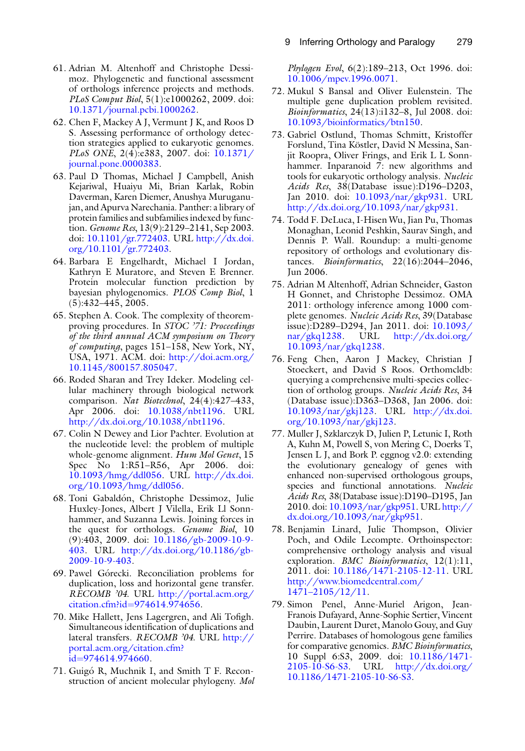61. Adrian M. Altenhoff and Christophe Dessimoz. Phylogenetic and functional assessment of orthologs inference projects and methods. *PLoS Comput Biol*, 5(1):e1000262, 2009. doi: 10.1371/journal.pcbi.1000262.
62. Chen F, Mackey A J, Vermunt J K, and Roos D S. Assessing performance of orthology detection strategies applied to eukaryotic genomes. *PLoS ONE*, 2(4):e383, 2007. doi: 10.1371/journal.pone.0000383.
63. Paul D Thomas, Michael J Campbell, Anish Kejariwal, Huaiyu Mi, Brian Karlak, Robin Daverman, Karen Diemer, Anushya Muruganujan, and Apurva Narechania. Panther: a library of protein families and subfamilies indexed by function. *Genome Res*, 13(9):2129–2141, Sep 2003. doi: 10.1101/gr.772403. URL http://dx.doi.org/10.1101/gr.772403.
64. Barbara E Engelhardt, Michael I Jordan, Kathryn E Muratore, and Steven E Brenner. Protein molecular function prediction by bayesian phylogenomics. *PLOS Comp Biol*, 1 (5):432–445, 2005.
65. Stephen A. Cook. The complexity of theorem-proving procedures. In *STOC '71: Proceedings of the third annual ACM symposium on Theory of computing*, pages 151–158, New York, NY, USA, 1971. ACM. doi: http://doi.acm.org/10.1145/800157.805047.
66. Roded Sharan and Trey Ideker. Modeling cellular machinery through biological network comparison. *Nat Biotechnol*, 24(4):427–433, Apr 2006. doi: 10.1038/nbt1196. URL http://dx.doi.org/10.1038/nbt1196.
67. Colin N Dewey and Lior Pachter. Evolution at the nucleotide level: the problem of multiple whole-genome alignment. *Hum Mol Genet*, 15 Spec No 1:R51–R56, Apr 2006. doi: 10.1093/hmg/ddl056. URL http://dx.doi.org/10.1093/hmg/ddl056.
68. Toni Gabaldón, Christophe Dessimoz, Julie Huxley-Jones, Albert J Vilella, Erik Ll Sonnhammer, and Suzanna Lewis. Joining forces in the quest for orthologs. *Genome Biol*, 10 (9):403, 2009. doi: 10.1186/gb-2009-10-9-403. URL http://dx.doi.org/10.1186/gb-2009-10-9-403.
69. Pawel Górecki. Reconciliation problems for duplication, loss and horizontal gene transfer. *RECOMB '04*. URL http://portal.acm.org/citation.cfm?id=974614.974656.
70. Mike Hallett, Jens Lagergren, and Ali Tofigh. Simultaneous identification of duplications and lateral transfers. *RECOMB '04*. URL http://portal.acm.org/citation.cfm?id=974614.974660.
71. Guigó R, Muchnik I, and Smith T F. Reconstruction of ancient molecular phylogeny. *Mol Phylogen Evol*, 6(2):189–213, Oct 1996. doi: 10.1006/mpev.1996.0071.
72. Mukul S Bansal and Oliver Eulenstein. The multiple gene duplication problem revisited. *Bioinformatics*, 24(13):i132–8, Jul 2008. doi: 10.1093/bioinformatics/btn150.
73. Gabriel Ostlund, Thomas Schmitt, Kristoffer Forslund, Tina Köstler, David N Messina, Sanjit Roopra, Oliver Frings, and Erik L L Sonnhammer. Inparanoid 7: new algorithms and tools for eukaryotic orthology analysis. *Nucleic Acids Res*, 38(Database issue):D196–D203, Jan 2010. doi: 10.1093/nar/gkp931. URL http://dx.doi.org/10.1093/nar/gkp931.
74. Todd F. DeLuca, I-Hisen Wu, Jian Pu, Thomas Monaghan, Leonid Peshkin, Saurav Singh, and Dennis P. Wall. Roundup: a multi-genome repository of orthologs and evolutionary distances. *Bioinformatics*, 22(16):2044–2046, Jun 2006.
75. Adrian M Altenhoff, Adrian Schneider, Gaston H Gonnet, and Christophe Dessimoz. OMA 2011: orthology inference among 1000 complete genomes. *Nucleic Acids Res*, 39(Database issue):D289–D294, Jan 2011. doi: 10.1093/nar/gkq1238. URL http://dx.doi.org/10.1093/nar/gkq1238.
76. Feng Chen, Aaron J Mackey, Christian J Stoeckert, and David S Roos. Orthomcldb: querying a comprehensive multi-species collection of ortholog groups. *Nucleic Acids Res*, 34 (Database issue):D363–D368, Jan 2006. doi: 10.1093/nar/gkj123. URL http://dx.doi.org/10.1093/nar/gkj123.
77. Muller J, Szklarczyk D, Julien P, Letunic I, Roth A, Kuhn M, Powell S, von Mering C, Doerks T, Jensen L J, and Bork P. eggnog v2.0: extending the evolutionary genealogy of genes with enhanced non-supervised orthologous groups, species and functional annotations. *Nucleic Acids Res*, 38(Database issue):D190–D195, Jan 2010. doi: 10.1093/nar/gkp951. URL http://dx.doi.org/10.1093/nar/gkp951.
78. Benjamin Linard, Julie Thompson, Olivier Poch, and Odile Lecompte. Orthoinspector: comprehensive orthology analysis and visual exploration. *BMC Bioinformatics*, 12(1):11, 2011. doi: 10.1186/1471-2105-12-11. URL http://www.biomedcentral.com/1471–2105/12/11.
79. Simon Penel, Anne-Muriel Arigon, Jean-Francois Dufayard, Anne-Sophie Sertier, Vincent Daubin, Laurent Duret, Manolo Gouy, and Guy Perrire. Databases of homologous gene families for comparative genomics. *BMC Bioinformatics*, 10 Suppl 6:S3, 2009. doi: 10.1186/1471-2105-10-S6-S3. URL http://dx.doi.org/10.1186/1471-2105-10-S6-S3.